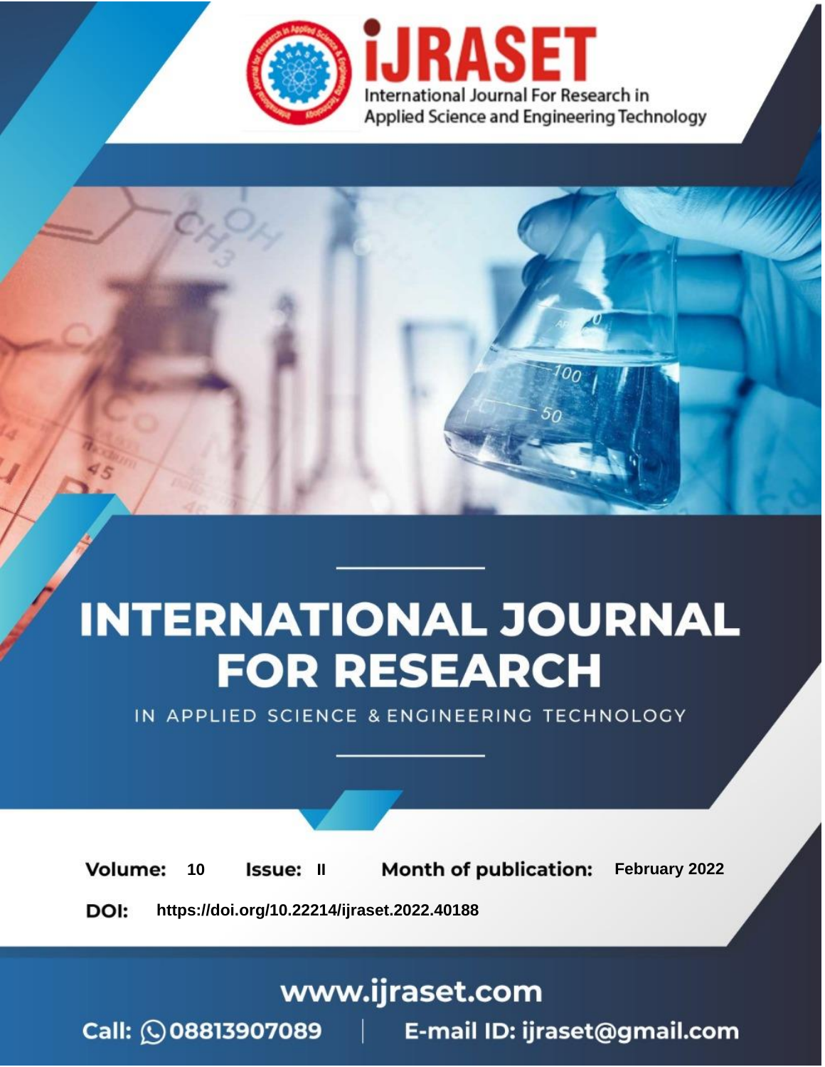# INTERNATIONAL JOURNAL FOR RESEARCH

IN APPLIED SCIENCE & ENGINEERING TECHNOLOGY

**Volume:** 10 **Issue:** II **Month of publication:** February 2022

**DOI:** https://doi.org/10.22214/ijraset.2022.40188

www.ijraset.com

Call: 08813907089 | E-mail ID: ijraset@gmail.com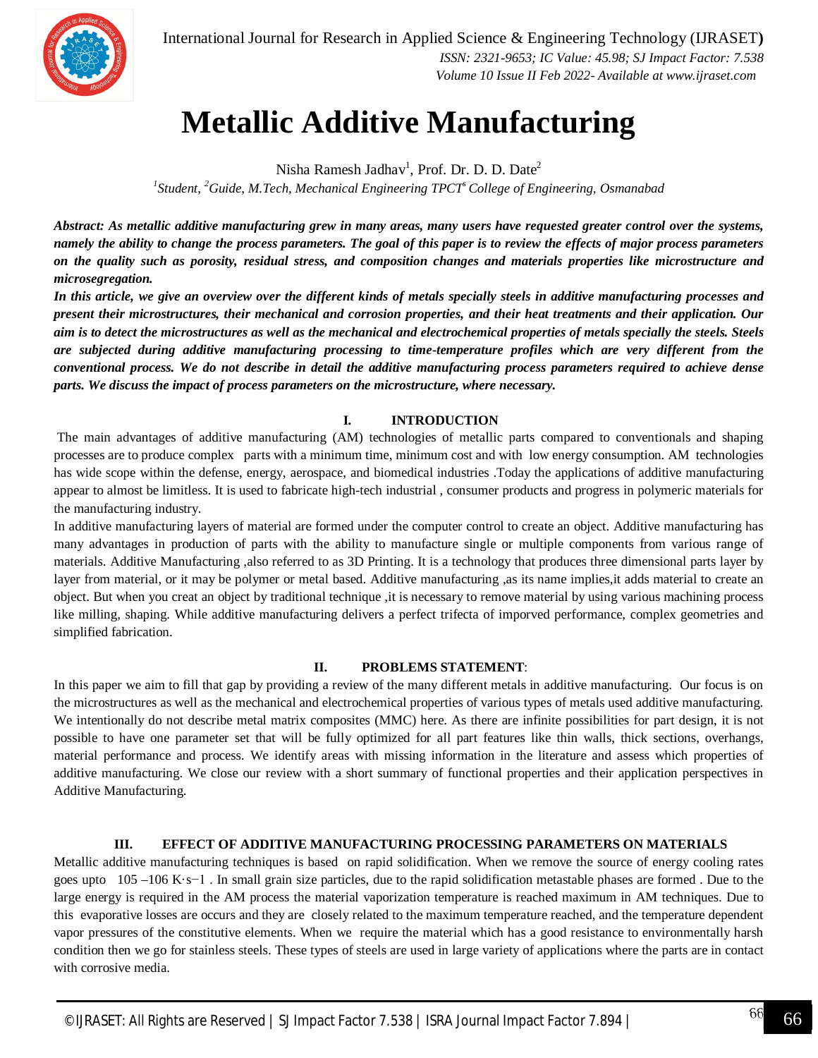# Metallic Additive Manufacturing

Nisha Ramesh Jadhav[1], Prof. Dr. D. D. Date[2]

[1]*Student,* [2]*Guide, M.Tech, Mechanical Engineering TPCT*'*s College of Engineering, Osmanabad*

***Abstract:** As metallic additive manufacturing grew in many areas, many users have requested greater control over the systems, namely the ability to change the process parameters. The goal of this paper is to review the effects of major process parameters on the quality such as porosity, residual stress, and composition changes and materials properties like microstructure and microsegregation.*

***In this article, we give an overview over the different kinds of metals specially steels in additive manufacturing processes and present their microstructures, their mechanical and corrosion properties, and their heat treatments and their application. Our aim is to detect the microstructures as well as the mechanical and electrochemical properties of metals specially the steels. Steels are subjected during additive manufacturing processing to time-temperature profiles which are very different from the conventional process. We do not describe in detail the additive manufacturing process parameters required to achieve dense parts. We discuss the impact of process parameters on the microstructure, where necessary.***

## I. INTRODUCTION

The main advantages of additive manufacturing (AM) technologies of metallic parts compared to conventionals and shaping processes are to produce complex parts with a minimum time, minimum cost and with low energy consumption. AM technologies has wide scope within the defense, energy, aerospace, and biomedical industries .Today the applications of additive manufacturing appear to almost be limitless. It is used to fabricate high-tech industrial , consumer products and progress in polymeric materials for the manufacturing industry.

In additive manufacturing layers of material are formed under the computer control to create an object. Additive manufacturing has many advantages in production of parts with the ability to manufacture single or multiple components from various range of materials. Additive Manufacturing ,also referred to as 3D Printing. It is a technology that produces three dimensional parts layer by layer from material, or it may be polymer or metal based. Additive manufacturing ,as its name implies,it adds material to create an object. But when you creat an object by traditional technique ,it is necessary to remove material by using various machining process like milling, shaping. While additive manufacturing delivers a perfect trifecta of imporved performance, complex geometries and simplified fabrication.

## II. PROBLEMS STATEMENT:

In this paper we aim to fill that gap by providing a review of the many different metals in additive manufacturing. Our focus is on the microstructures as well as the mechanical and electrochemical properties of various types of metals used additive manufacturing. We intentionally do not describe metal matrix composites (MMC) here. As there are infinite possibilities for part design, it is not possible to have one parameter set that will be fully optimized for all part features like thin walls, thick sections, overhangs, material performance and process. We identify areas with missing information in the literature and assess which properties of additive manufacturing. We close our review with a short summary of functional properties and their application perspectives in Additive Manufacturing.

## III. EFFECT OF ADDITIVE MANUFACTURING PROCESSING PARAMETERS ON MATERIALS

Metallic additive manufacturing techniques is based on rapid solidification. When we remove the source of energy cooling rates goes upto 105 –106 $K \cdot s^{-1}$ . In small grain size particles, due to the rapid solidification metastable phases are formed . Due to the large energy is required in the AM process the material vaporization temperature is reached maximum in AM techniques. Due to this evaporative losses are occurs and they are closely related to the maximum temperature reached, and the temperature dependent vapor pressures of the constitutive elements. When we require the material which has a good resistance to environmentally harsh condition then we go for stainless steels. These types of steels are used in large variety of applications where the parts are in contact with corrosive media.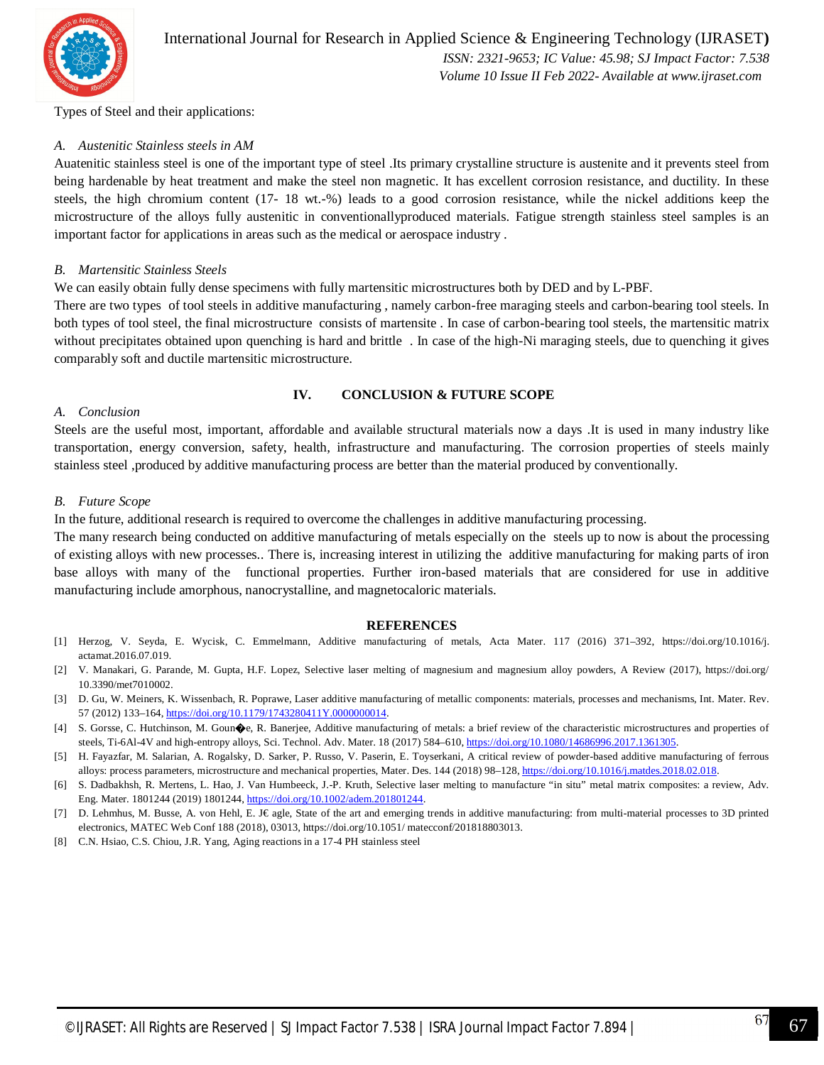Types of Steel and their applications:

### *A. Austenitic Stainless steels in AM*

Auatenitic stainless steel is one of the important type of steel .Its primary crystalline structure is austenite and it prevents steel from being hardenable by heat treatment and make the steel non magnetic. It has excellent corrosion resistance, and ductility. In these steels, the high chromium content (17- 18 wt.-%) leads to a good corrosion resistance, while the nickel additions keep the microstructure of the alloys fully austenitic in conventionallyproduced materials. Fatigue strength stainless steel samples is an important factor for applications in areas such as the medical or aerospace industry .

### *B. Martensitic Stainless Steels*

We can easily obtain fully dense specimens with fully martensitic microstructures both by DED and by L-PBF.

There are two types of tool steels in additive manufacturing , namely carbon-free maraging steels and carbon-bearing tool steels. In both types of tool steel, the final microstructure consists of martensite . In case of carbon-bearing tool steels, the martensitic matrix without precipitates obtained upon quenching is hard and brittle . In case of the high-Ni maraging steels, due to quenching it gives comparably soft and ductile martensitic microstructure.

## IV. CONCLUSION & FUTURE SCOPE

### *A. Conclusion*

Steels are the useful most, important, affordable and available structural materials now a days .It is used in many industry like transportation, energy conversion, safety, health, infrastructure and manufacturing. The corrosion properties of steels mainly stainless steel ,produced by additive manufacturing process are better than the material produced by conventionally.

### *B. Future Scope*

In the future, additional research is required to overcome the challenges in additive manufacturing processing.

The many research being conducted on additive manufacturing of metals especially on the steels up to now is about the processing of existing alloys with new processes.. There is, increasing interest in utilizing the additive manufacturing for making parts of iron base alloys with many of the functional properties. Further iron-based materials that are considered for use in additive manufacturing include amorphous, nanocrystalline, and magnetocaloric materials.

## REFERENCES

[1] Herzog, V. Seyda, E. Wycisk, C. Emmelmann, Additive manufacturing of metals, Acta Mater. 117 (2016) 371–392, https://doi.org/10.1016/j.actamat.2016.07.019.

[2] V. Manakari, G. Parande, M. Gupta, H.F. Lopez, Selective laser melting of magnesium and magnesium alloy powders, A Review (2017), https://doi.org/10.3390/met7010002.

[3] D. Gu, W. Meiners, K. Wissenbach, R. Poprawe, Laser additive manufacturing of metallic components: materials, processes and mechanisms, Int. Mater. Rev. 57 (2012) 133–164, https://doi.org/10.1179/1743280411Y.0000000014.

[4] S. Gorsse, C. Hutchinson, M. Goun�e, R. Banerjee, Additive manufacturing of metals: a brief review of the characteristic microstructures and properties of steels, Ti-6Al-4V and high-entropy alloys, Sci. Technol. Adv. Mater. 18 (2017) 584–610, https://doi.org/10.1080/14686996.2017.1361305.

[5] H. Fayazfar, M. Salarian, A. Rogalsky, D. Sarker, P. Russo, V. Paserin, E. Toyserkani, A critical review of powder-based additive manufacturing of ferrous alloys: process parameters, microstructure and mechanical properties, Mater. Des. 144 (2018) 98–128, https://doi.org/10.1016/j.matdes.2018.02.018.

[6] S. Dadbakhsh, R. Mertens, L. Hao, J. Van Humbeeck, J.-P. Kruth, Selective laser melting to manufacture "in situ" metal matrix composites: a review, Adv. Eng. Mater. 1801244 (2019) 1801244, https://doi.org/10.1002/adem.201801244.

[7] D. Lehmhus, M. Busse, A. von Hehl, E. J€agle, State of the art and emerging trends in additive manufacturing: from multi-material processes to 3D printed electronics, MATEC Web Conf 188 (2018), 03013, https://doi.org/10.1051/ matecconf/201818803013.

[8] C.N. Hsiao, C.S. Chiou, J.R. Yang, Aging reactions in a 17-4 PH stainless steel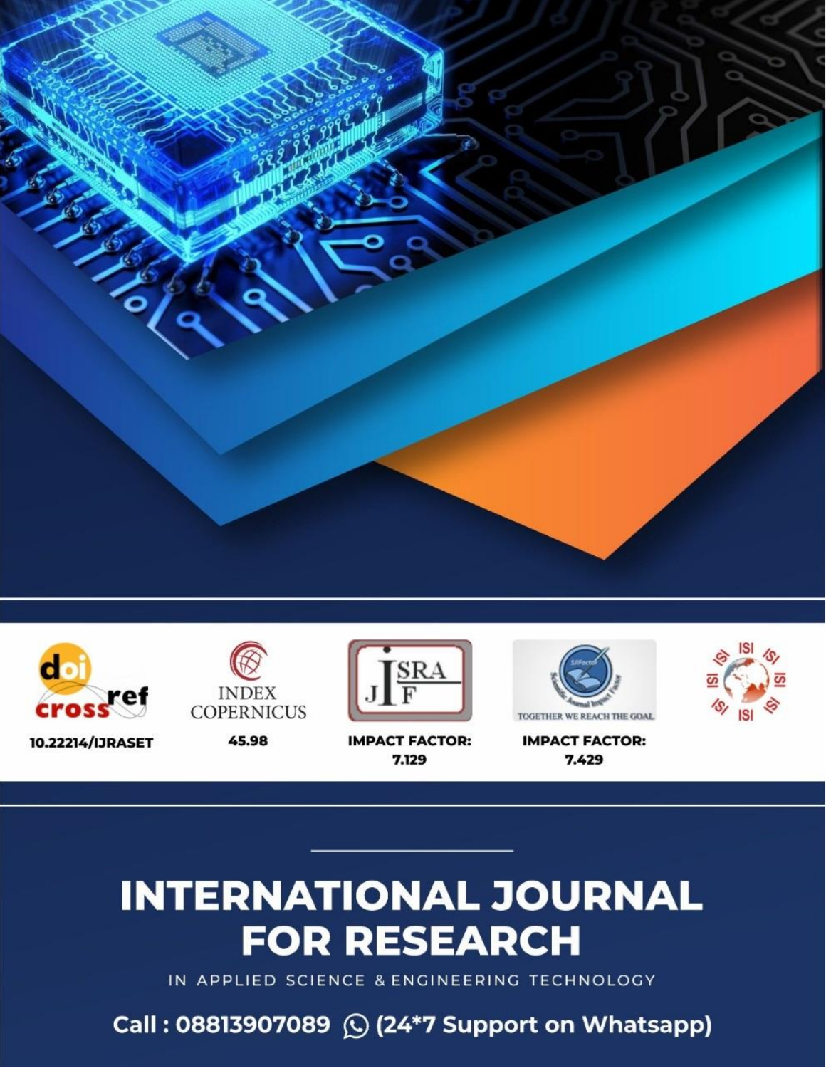10.22214/IJRASET

INDEX COPERNICUS

45.98

IMPACT FACTOR:
7.129

IMPACT FACTOR:
7.429

# INTERNATIONAL JOURNAL FOR RESEARCH

IN APPLIED SCIENCE & ENGINEERING TECHNOLOGY

Call : 08813907089 (24*7 Support on Whatsapp)